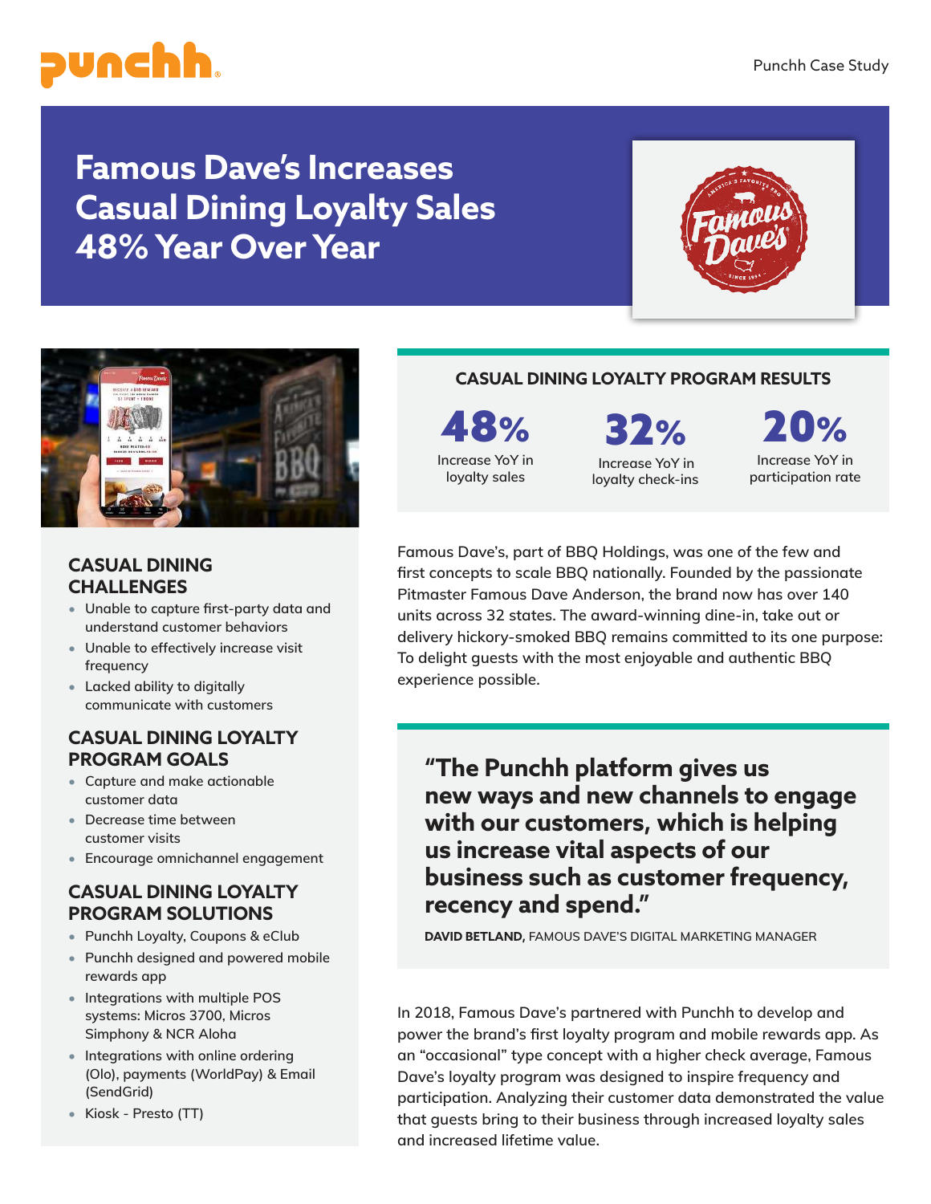# Famous Dave's Increases Casual Dining Loyalty Sales 48% Year Over Year

## CASUAL DINING CHALLENGES

- Unable to capture first-party data and understand customer behaviors
- Unable to effectively increase visit frequency
- Lacked ability to digitally communicate with customers

## CASUAL DINING LOYALTY PROGRAM GOALS

- Capture and make actionable customer data
- Decrease time between customer visits
- Encourage omnichannel engagement

## CASUAL DINING LOYALTY PROGRAM SOLUTIONS

- Punchh Loyalty, Coupons & eClub
- Punchh designed and powered mobile rewards app
- Integrations with multiple POS systems: Micros 3700, Micros Simphony & NCR Aloha
- Integrations with online ordering (Olo), payments (WorldPay) & Email (SendGrid)
- Kiosk - Presto (TT)

## CASUAL DINING LOYALTY PROGRAM RESULTS

**48%** Increase YoY in loyalty sales

**32%** Increase YoY in loyalty check-ins

**20%** Increase YoY in participation rate

Famous Dave's, part of BBQ Holdings, was one of the few and first concepts to scale BBQ nationally. Founded by the passionate Pitmaster Famous Dave Anderson, the brand now has over 140 units across 32 states. The award-winning dine-in, take out or delivery hickory-smoked BBQ remains committed to its one purpose: To delight guests with the most enjoyable and authentic BBQ experience possible.

> **"The Punchh platform gives us new ways and new channels to engage with our customers, which is helping us increase vital aspects of our business such as customer frequency, recency and spend."**
>
> **DAVID BETLAND,** FAMOUS DAVE'S DIGITAL MARKETING MANAGER

In 2018, Famous Dave's partnered with Punchh to develop and power the brand's first loyalty program and mobile rewards app. As an "occasional" type concept with a higher check average, Famous Dave's loyalty program was designed to inspire frequency and participation. Analyzing their customer data demonstrated the value that guests bring to their business through increased loyalty sales and increased lifetime value.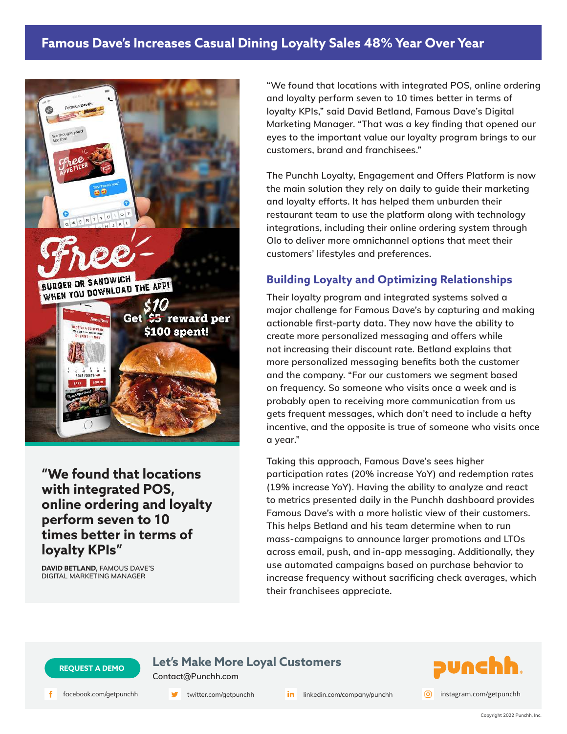# Famous Dave's Increases Casual Dining Loyalty Sales 48% Year Over Year

"We found that locations with integrated POS, online ordering and loyalty perform seven to 10 times better in terms of loyalty KPIs," said David Betland, Famous Dave's Digital Marketing Manager. "That was a key finding that opened our eyes to the important value our loyalty program brings to our customers, brand and franchisees."

The Punchh Loyalty, Engagement and Offers Platform is now the main solution they rely on daily to guide their marketing and loyalty efforts. It has helped them unburden their restaurant team to use the platform along with technology integrations, including their online ordering system through Olo to deliver more omnichannel options that meet their customers' lifestyles and preferences.

## Building Loyalty and Optimizing Relationships

Their loyalty program and integrated systems solved a major challenge for Famous Dave's by capturing and making actionable first-party data. They now have the ability to create more personalized messaging and offers while not increasing their discount rate. Betland explains that more personalized messaging benefits both the customer and the company. "For our customers we segment based on frequency. So someone who visits once a week and is probably open to receiving more communication from us gets frequent messages, which don't need to include a hefty incentive, and the opposite is true of someone who visits once a year."

Taking this approach, Famous Dave's sees higher participation rates (20% increase YoY) and redemption rates (19% increase YoY). Having the ability to analyze and react to metrics presented daily in the Punchh dashboard provides Famous Dave's with a more holistic view of their customers. This helps Betland and his team determine when to run mass-campaigns to announce larger promotions and LTOs across email, push, and in-app messaging. Additionally, they use automated campaigns based on purchase behavior to increase frequency without sacrificing check averages, which their franchisees appreciate.

**"We found that locations with integrated POS, online ordering and loyalty perform seven to 10 times better in terms of loyalty KPIs"**

**DAVID BETLAND,** FAMOUS DAVE'S DIGITAL MARKETING MANAGER

REQUEST A DEMO

## Let's Make More Loyal Customers

Contact@Punchh.com

punchh

facebook.com/getpunchh twitter.com/getpunchh linkedin.com/company/punchh instagram.com/getpunchh

Copyright 2022 Punchh, Inc.